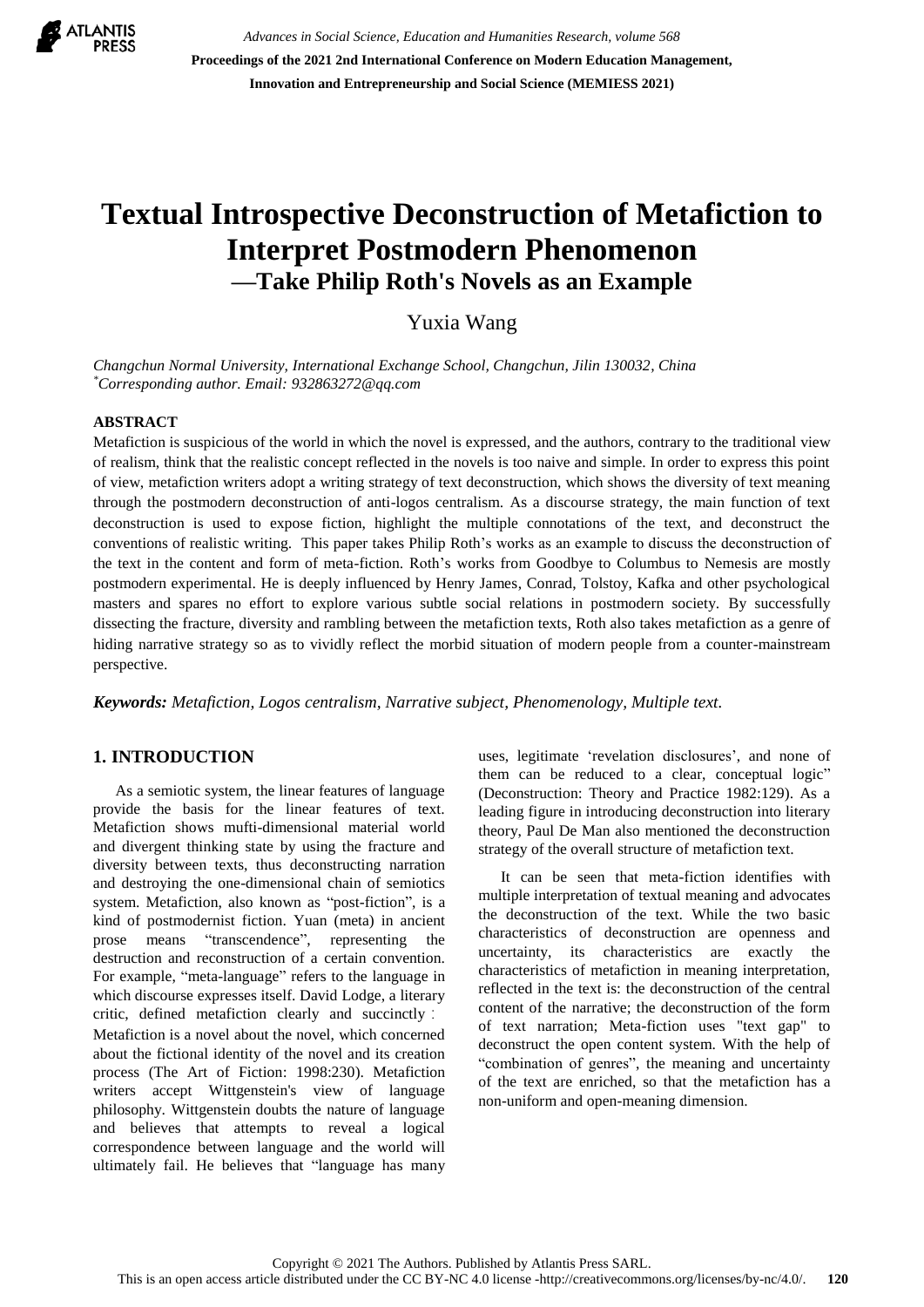# Textual Introspective Deconstruction of Metafiction to Interpret Postmodern Phenomenon

## —Take Philip Roth's Novels as an Example

Yuxia Wang

*Changchun Normal University, International Exchange School, Changchun, Jilin 130032, China*
*[*]Corresponding author. Email: 932863272@qq.com*

### ABSTRACT

Metafiction is suspicious of the world in which the novel is expressed, and the authors, contrary to the traditional view of realism, think that the realistic concept reflected in the novels is too naive and simple. In order to express this point of view, metafiction writers adopt a writing strategy of text deconstruction, which shows the diversity of text meaning through the postmodern deconstruction of anti-logos centralism. As a discourse strategy, the main function of text deconstruction is used to expose fiction, highlight the multiple connotations of the text, and deconstruct the conventions of realistic writing. This paper takes Philip Roth's works as an example to discuss the deconstruction of the text in the content and form of meta-fiction. Roth's works from Goodbye to Columbus to Nemesis are mostly postmodern experimental. He is deeply influenced by Henry James, Conrad, Tolstoy, Kafka and other psychological masters and spares no effort to explore various subtle social relations in postmodern society. By successfully dissecting the fracture, diversity and rambling between the metafiction texts, Roth also takes metafiction as a genre of hiding narrative strategy so as to vividly reflect the morbid situation of modern people from a counter-mainstream perspective.

***Keywords:*** *Metafiction, Logos centralism, Narrative subject, Phenomenology, Multiple text.*

## 1. INTRODUCTION

As a semiotic system, the linear features of language provide the basis for the linear features of text. Metafiction shows mufti-dimensional material world and divergent thinking state by using the fracture and diversity between texts, thus deconstructing narration and destroying the one-dimensional chain of semiotics system. Metafiction, also known as "post-fiction", is a kind of postmodernist fiction. Yuan (meta) in ancient prose means "transcendence", representing the destruction and reconstruction of a certain convention. For example, "meta-language" refers to the language in which discourse expresses itself. David Lodge, a literary critic, defined metafiction clearly and succinctly : Metafiction is a novel about the novel, which concerned about the fictional identity of the novel and its creation process (The Art of Fiction: 1998:230). Metafiction writers accept Wittgenstein's view of language philosophy. Wittgenstein doubts the nature of language and believes that attempts to reveal a logical correspondence between language and the world will ultimately fail. He believes that "language has many uses, legitimate 'revelation disclosures', and none of them can be reduced to a clear, conceptual logic" (Deconstruction: Theory and Practice 1982:129). As a leading figure in introducing deconstruction into literary theory, Paul De Man also mentioned the deconstruction strategy of the overall structure of metafiction text.

It can be seen that meta-fiction identifies with multiple interpretation of textual meaning and advocates the deconstruction of the text. While the two basic characteristics of deconstruction are openness and uncertainty, its characteristics are exactly the characteristics of metafiction in meaning interpretation, reflected in the text is: the deconstruction of the central content of the narrative; the deconstruction of the form of text narration; Meta-fiction uses "text gap" to deconstruct the open content system. With the help of "combination of genres", the meaning and uncertainty of the text are enriched, so that the metafiction has a non-uniform and open-meaning dimension.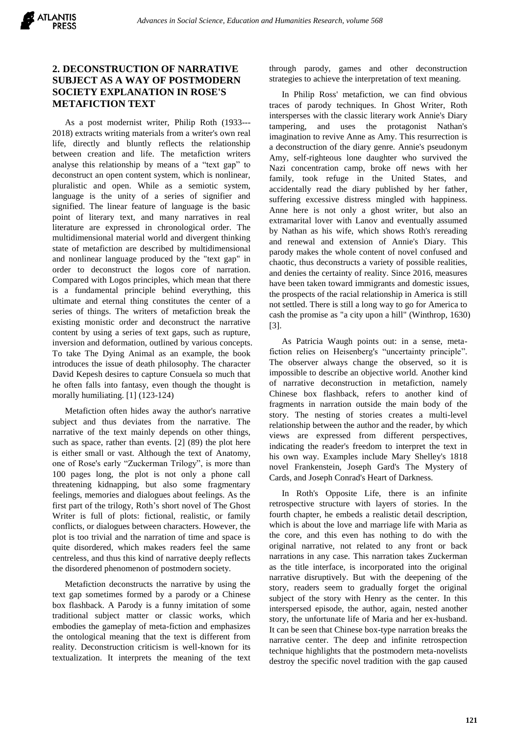## 2. DECONSTRUCTION OF NARRATIVE SUBJECT AS A WAY OF POSTMODERN SOCIETY EXPLANATION IN ROSE'S METAFICTION TEXT

As a post modernist writer, Philip Roth (1933---2018) extracts writing materials from a writer's own real life, directly and bluntly reflects the relationship between creation and life. The metafiction writers analyse this relationship by means of a "text gap" to deconstruct an open content system, which is nonlinear, pluralistic and open. While as a semiotic system, language is the unity of a series of signifier and signified. The linear feature of language is the basic point of literary text, and many narratives in real literature are expressed in chronological order. The multidimensional material world and divergent thinking state of metafiction are described by multidimensional and nonlinear language produced by the "text gap" in order to deconstruct the logos core of narration. Compared with Logos principles, which mean that there is a fundamental principle behind everything, this ultimate and eternal thing constitutes the center of a series of things. The writers of metafiction break the existing monistic order and deconstruct the narrative content by using a series of text gaps, such as rupture, inversion and deformation, outlined by various concepts. To take The Dying Animal as an example, the book introduces the issue of death philosophy. The character David Kepesh desires to capture Consuela so much that he often falls into fantasy, even though the thought is morally humiliating. [1] (123-124)

Metafiction often hides away the author's narrative subject and thus deviates from the narrative. The narrative of the text mainly depends on other things, such as space, rather than events. [2] (89) the plot here is either small or vast. Although the text of Anatomy, one of Rose's early "Zuckerman Trilogy", is more than 100 pages long, the plot is not only a phone call threatening kidnapping, but also some fragmentary feelings, memories and dialogues about feelings. As the first part of the trilogy, Roth's short novel of The Ghost Writer is full of plots: fictional, realistic, or family conflicts, or dialogues between characters. However, the plot is too trivial and the narration of time and space is quite disordered, which makes readers feel the same centreless, and thus this kind of narrative deeply reflects the disordered phenomenon of postmodern society.

Metafiction deconstructs the narrative by using the text gap sometimes formed by a parody or a Chinese box flashback. A Parody is a funny imitation of some traditional subject matter or classic works, which embodies the gameplay of meta-fiction and emphasizes the ontological meaning that the text is different from reality. Deconstruction criticism is well-known for its textualization. It interprets the meaning of the text through parody, games and other deconstruction strategies to achieve the interpretation of text meaning.

In Philip Ross' metafiction, we can find obvious traces of parody techniques. In Ghost Writer, Roth intersperses with the classic literary work Annie's Diary tampering, and uses the protagonist Nathan's imagination to revive Anne as Amy. This resurrection is a deconstruction of the diary genre. Annie's pseudonym Amy, self-righteous lone daughter who survived the Nazi concentration camp, broke off news with her family, took refuge in the United States, and accidentally read the diary published by her father, suffering excessive distress mingled with happiness. Anne here is not only a ghost writer, but also an extramarital lover with Lanov and eventually assumed by Nathan as his wife, which shows Roth's rereading and renewal and extension of Annie's Diary. This parody makes the whole content of novel confused and chaotic, thus deconstructs a variety of possible realities, and denies the certainty of reality. Since 2016, measures have been taken toward immigrants and domestic issues, the prospects of the racial relationship in America is still not settled. There is still a long way to go for America to cash the promise as "a city upon a hill" (Winthrop, 1630) [3].

As Patricia Waugh points out: in a sense, meta-fiction relies on Heisenberg's "uncertainty principle". The observer always change the observed, so it is impossible to describe an objective world. Another kind of narrative deconstruction in metafiction, namely Chinese box flashback, refers to another kind of fragments in narration outside the main body of the story. The nesting of stories creates a multi-level relationship between the author and the reader, by which views are expressed from different perspectives, indicating the reader's freedom to interpret the text in his own way. Examples include Mary Shelley's 1818 novel Frankenstein, Joseph Gard's The Mystery of Cards, and Joseph Conrad's Heart of Darkness.

In Roth's Opposite Life, there is an infinite retrospective structure with layers of stories. In the fourth chapter, he embeds a realistic detail description, which is about the love and marriage life with Maria as the core, and this even has nothing to do with the original narrative, not related to any front or back narrations in any case. This narration takes Zuckerman as the title interface, is incorporated into the original narrative disruptively. But with the deepening of the story, readers seem to gradually forget the original subject of the story with Henry as the center. In this interspersed episode, the author, again, nested another story, the unfortunate life of Maria and her ex-husband. It can be seen that Chinese box-type narration breaks the narrative center. The deep and infinite retrospection technique highlights that the postmodern meta-novelists destroy the specific novel tradition with the gap caused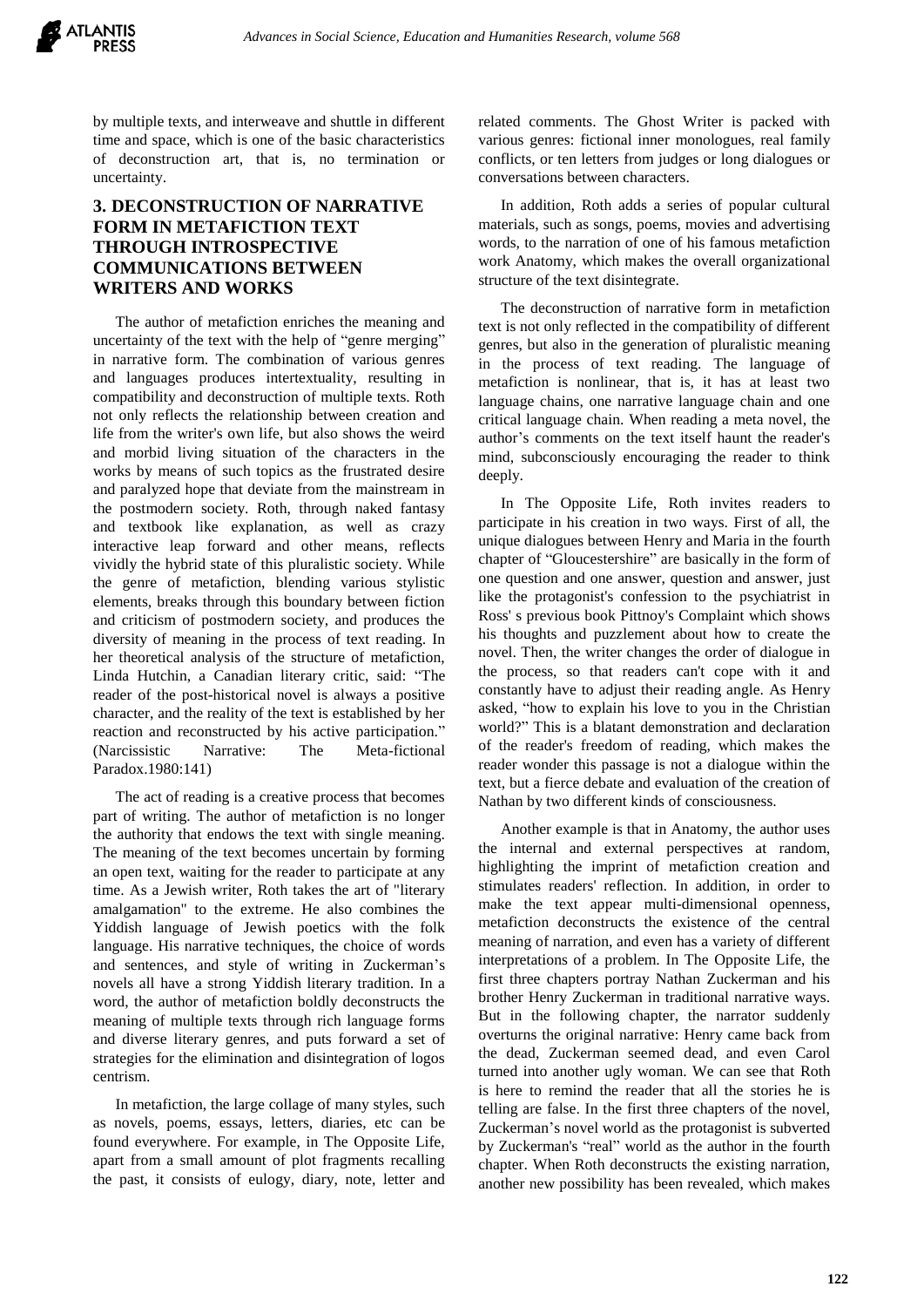by multiple texts, and interweave and shuttle in different time and space, which is one of the basic characteristics of deconstruction art, that is, no termination or uncertainty.

## 3. DECONSTRUCTION OF NARRATIVE FORM IN METAFICTION TEXT THROUGH INTROSPECTIVE COMMUNICATIONS BETWEEN WRITERS AND WORKS

The author of metafiction enriches the meaning and uncertainty of the text with the help of "genre merging" in narrative form. The combination of various genres and languages produces intertextuality, resulting in compatibility and deconstruction of multiple texts. Roth not only reflects the relationship between creation and life from the writer's own life, but also shows the weird and morbid living situation of the characters in the works by means of such topics as the frustrated desire and paralyzed hope that deviate from the mainstream in the postmodern society. Roth, through naked fantasy and textbook like explanation, as well as crazy interactive leap forward and other means, reflects vividly the hybrid state of this pluralistic society. While the genre of metafiction, blending various stylistic elements, breaks through this boundary between fiction and criticism of postmodern society, and produces the diversity of meaning in the process of text reading. In her theoretical analysis of the structure of metafiction, Linda Hutchin, a Canadian literary critic, said: "The reader of the post-historical novel is always a positive character, and the reality of the text is established by her reaction and reconstructed by his active participation." (Narcissistic Narrative: The Meta-fictional Paradox.1980:141)

The act of reading is a creative process that becomes part of writing. The author of metafiction is no longer the authority that endows the text with single meaning. The meaning of the text becomes uncertain by forming an open text, waiting for the reader to participate at any time. As a Jewish writer, Roth takes the art of "literary amalgamation" to the extreme. He also combines the Yiddish language of Jewish poetics with the folk language. His narrative techniques, the choice of words and sentences, and style of writing in Zuckerman's novels all have a strong Yiddish literary tradition. In a word, the author of metafiction boldly deconstructs the meaning of multiple texts through rich language forms and diverse literary genres, and puts forward a set of strategies for the elimination and disintegration of logos centrism.

In metafiction, the large collage of many styles, such as novels, poems, essays, letters, diaries, etc can be found everywhere. For example, in The Opposite Life, apart from a small amount of plot fragments recalling the past, it consists of eulogy, diary, note, letter and related comments. The Ghost Writer is packed with various genres: fictional inner monologues, real family conflicts, or ten letters from judges or long dialogues or conversations between characters.

In addition, Roth adds a series of popular cultural materials, such as songs, poems, movies and advertising words, to the narration of one of his famous metafiction work Anatomy, which makes the overall organizational structure of the text disintegrate.

The deconstruction of narrative form in metafiction text is not only reflected in the compatibility of different genres, but also in the generation of pluralistic meaning in the process of text reading. The language of metafiction is nonlinear, that is, it has at least two language chains, one narrative language chain and one critical language chain. When reading a meta novel, the author's comments on the text itself haunt the reader's mind, subconsciously encouraging the reader to think deeply.

In The Opposite Life, Roth invites readers to participate in his creation in two ways. First of all, the unique dialogues between Henry and Maria in the fourth chapter of "Gloucestershire" are basically in the form of one question and one answer, question and answer, just like the protagonist's confession to the psychiatrist in Ross' s previous book Pittnoy's Complaint which shows his thoughts and puzzlement about how to create the novel. Then, the writer changes the order of dialogue in the process, so that readers can't cope with it and constantly have to adjust their reading angle. As Henry asked, "how to explain his love to you in the Christian world?" This is a blatant demonstration and declaration of the reader's freedom of reading, which makes the reader wonder this passage is not a dialogue within the text, but a fierce debate and evaluation of the creation of Nathan by two different kinds of consciousness.

Another example is that in Anatomy, the author uses the internal and external perspectives at random, highlighting the imprint of metafiction creation and stimulates readers' reflection. In addition, in order to make the text appear multi-dimensional openness, metafiction deconstructs the existence of the central meaning of narration, and even has a variety of different interpretations of a problem. In The Opposite Life, the first three chapters portray Nathan Zuckerman and his brother Henry Zuckerman in traditional narrative ways. But in the following chapter, the narrator suddenly overturns the original narrative: Henry came back from the dead, Zuckerman seemed dead, and even Carol turned into another ugly woman. We can see that Roth is here to remind the reader that all the stories he is telling are false. In the first three chapters of the novel, Zuckerman's novel world as the protagonist is subverted by Zuckerman's "real" world as the author in the fourth chapter. When Roth deconstructs the existing narration, another new possibility has been revealed, which makes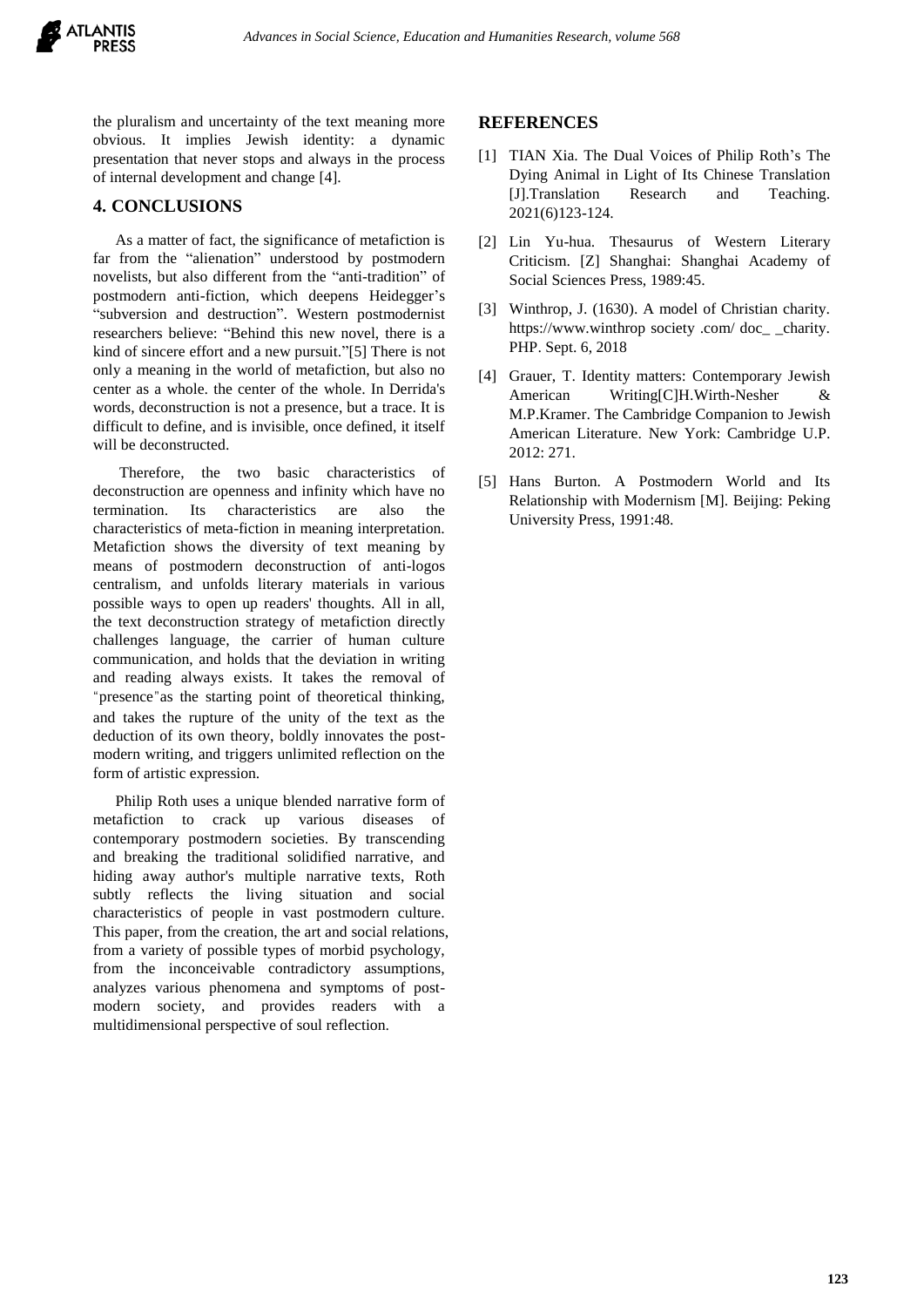the pluralism and uncertainty of the text meaning more obvious. It implies Jewish identity: a dynamic presentation that never stops and always in the process of internal development and change [4].

## 4. CONCLUSIONS

As a matter of fact, the significance of metafiction is far from the "alienation" understood by postmodern novelists, but also different from the "anti-tradition" of postmodern anti-fiction, which deepens Heidegger's "subversion and destruction". Western postmodernist researchers believe: "Behind this new novel, there is a kind of sincere effort and a new pursuit."[5] There is not only a meaning in the world of metafiction, but also no center as a whole. the center of the whole. In Derrida's words, deconstruction is not a presence, but a trace. It is difficult to define, and is invisible, once defined, it itself will be deconstructed.

Therefore, the two basic characteristics of deconstruction are openness and infinity which have no termination. Its characteristics are also the characteristics of meta-fiction in meaning interpretation. Metafiction shows the diversity of text meaning by means of postmodern deconstruction of anti-logos centralism, and unfolds literary materials in various possible ways to open up readers' thoughts. All in all, the text deconstruction strategy of metafiction directly challenges language, the carrier of human culture communication, and holds that the deviation in writing and reading always exists. It takes the removal of "presence"as the starting point of theoretical thinking, and takes the rupture of the unity of the text as the deduction of its own theory, boldly innovates the post-modern writing, and triggers unlimited reflection on the form of artistic expression.

Philip Roth uses a unique blended narrative form of metafiction to crack up various diseases of contemporary postmodern societies. By transcending and breaking the traditional solidified narrative, and hiding away author's multiple narrative texts, Roth subtly reflects the living situation and social characteristics of people in vast postmodern culture. This paper, from the creation, the art and social relations, from a variety of possible types of morbid psychology, from the inconceivable contradictory assumptions, analyzes various phenomena and symptoms of post-modern society, and provides readers with a multidimensional perspective of soul reflection.

## REFERENCES

[1] TIAN Xia. The Dual Voices of Philip Roth's The Dying Animal in Light of Its Chinese Translation [J].Translation Research and Teaching. 2021(6)123-124.

[2] Lin Yu-hua. Thesaurus of Western Literary Criticism. [Z] Shanghai: Shanghai Academy of Social Sciences Press, 1989:45.

[3] Winthrop, J. (1630). A model of Christian charity. https://www.winthrop society .com/ doc_ _charity. PHP. Sept. 6, 2018

[4] Grauer, T. Identity matters: Contemporary Jewish American Writing[C]H.Wirth-Nesher & M.P.Kramer. The Cambridge Companion to Jewish American Literature. New York: Cambridge U.P. 2012: 271.

[5] Hans Burton. A Postmodern World and Its Relationship with Modernism [M]. Beijing: Peking University Press, 1991:48.